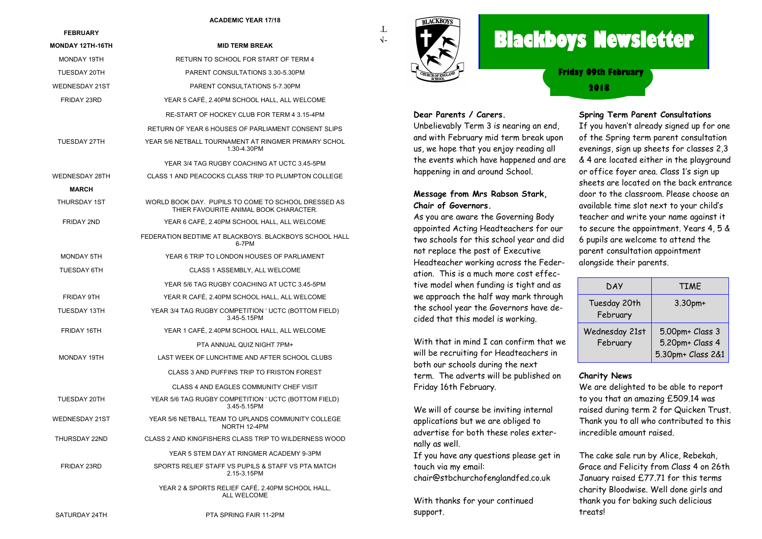## ACADEMIC YEAR 17/18

| | |
|---|---|
| **FEBRUARY** | |
| **MONDAY 12TH-16TH** | **MID TERM BREAK** |
| MONDAY 19TH | RETURN TO SCHOOL FOR START OF TERM 4 |
| TUESDAY 20TH | PARENT CONSULTATIONS 3.30-5.30PM |
| WEDNESDAY 21ST | PARENT CONSULTATIONS 5-7.30PM |
| FRIDAY 23RD | YEAR 5 CAFÉ, 2.40PM SCHOOL HALL, ALL WELCOME |
| | RE-START OF HOCKEY CLUB FOR TERM 4 3.15-4PM |
| | RETURN OF YEAR 6 HOUSES OF PARLIAMENT CONSENT SLIPS |
| TUESDAY 27TH | YEAR 5/6 NETBALL TOURNAMENT AT RINGMER PRIMARY SCHOL 1.30-4.30PM |
| | YEAR 3/4 TAG RUGBY COACHING AT UCTC 3.45-5PM |
| WEDNESDAY 28TH | CLASS 1 AND PEACOCKS CLASS TRIP TO PLUMPTON COLLEGE |
| **MARCH** | |
| THURSDAY 1ST | WORLD BOOK DAY. PUPILS TO COME TO SCHOOL DRESSED AS THIER FAVOURITE ANIMAL BOOK CHARACTER. |
| FRIDAY 2ND | YEAR 6 CAFÉ, 2.40PM SCHOOL HALL, ALL WELCOME |
| | FEDERATION BEDTIME AT BLACKBOYS. BLACKBOYS SCHOOL HALL 6-7PM |
| MONDAY 5TH | YEAR 6 TRIP TO LONDON HOUSES OF PARLIAMENT |
| TUESDAY 6TH | CLASS 1 ASSEMBLY, ALL WELCOME |
| | YEAR 5/6 TAG RUGBY COACHING AT UCTC 3.45-5PM |
| FRIDAY 9TH | YEAR R CAFÉ, 2.40PM SCHOOL HALL, ALL WELCOME |
| TUESDAY 13TH | YEAR 3/4 TAG RUGBY COMPETITION ' UCTC (BOTTOM FIELD) 3.45-5.15PM |
| FRIDAY 16TH | YEAR 1 CAFÉ, 2.40PM SCHOOL HALL, ALL WELCOME |
| | PTA ANNUAL QUIZ NIGHT 7PM+ |
| MONDAY 19TH | LAST WEEK OF LUNCHTIME AND AFTER SCHOOL CLUBS |
| | CLASS 3 AND PUFFINS TRIP TO FRISTON FOREST |
| | CLASS 4 AND EAGLES COMMUNITY CHEF VISIT |
| TUESDAY 20TH | YEAR 5/6 TAG RUGBY COMPETITION ' UCTC (BOTTOM FIELD) 3.45-5.15PM |
| WEDNESDAY 21ST | YEAR 5/6 NETBALL TEAM TO UPLANDS COMMUNITY COLLEGE NORTH 12-4PM |
| THURSDAY 22ND | CLASS 2 AND KINGFISHERS CLASS TRIP TO WILDERNESS WOOD |
| | YEAR 5 STEM DAY AT RINGMER ACADEMY 9-3PM |
| FRIDAY 23RD | SPORTS RELIEF STAFF VS PUPILS & STAFF VS PTA MATCH 2.15-3.15PM |
| | YEAR 2 & SPORTS RELIEF CAFÉ, 2.40PM SCHOOL HALL, ALL WELCOME |
| SATURDAY 24TH | PTA SPRING FAIR 11-2PM |

# Blackboys Newsletter

**Friday 09th February 2018**

**Dear Parents / Carers.**

Unbelievably Term 3 is nearing an end, and with February mid term break upon us, we hope that you enjoy reading all the events which have happened and are happening in and around School.

**Message from Mrs Rabson Stark, Chair of Governors.**

As you are aware the Governing Body appointed Acting Headteachers for our two schools for this school year and did not replace the post of Executive Headteacher working across the Federation. This is a much more cost effective model when funding is tight and as we approach the half way mark through the school year the Governors have decided that this model is working.

With that in mind I can confirm that we will be recruiting for Headteachers in both our schools during the next term. The adverts will be published on Friday 16th February.

We will of course be inviting internal applications but we are obliged to advertise for both these roles externally as well.

If you have any questions please get in touch via my email: chair@stbchurchofenglandfed.co.uk

With thanks for your continued support.

**Spring Term Parent Consultations**

If you haven't already signed up for one of the Spring term parent consultation evenings, sign up sheets for classes 2,3 & 4 are located either in the playground or office foyer area. Class 1's sign up sheets are located on the back entrance door to the classroom. Please choose an available time slot next to your child's teacher and write your name against it to secure the appointment. Years 4, 5 & 6 pupils are welcome to attend the parent consultation appointment alongside their parents.

| DAY | TIME |
|---|---|
| Tuesday 20th February | 3.30pm+ |
| Wednesday 21st February | 5.00pm+ Class 3<br>5.20pm+ Class 4<br>5.30pm+ Class 2&1 |

**Charity News**

We are delighted to be able to report to you that an amazing £509.14 was raised during term 2 for Quicken Trust. Thank you to all who contributed to this incredible amount raised.

The cake sale run by Alice, Rebekah, Grace and Felicity from Class 4 on 26th January raised £77.71 for this terms charity Bloodwise. Well done girls and thank you for baking such delicious treats!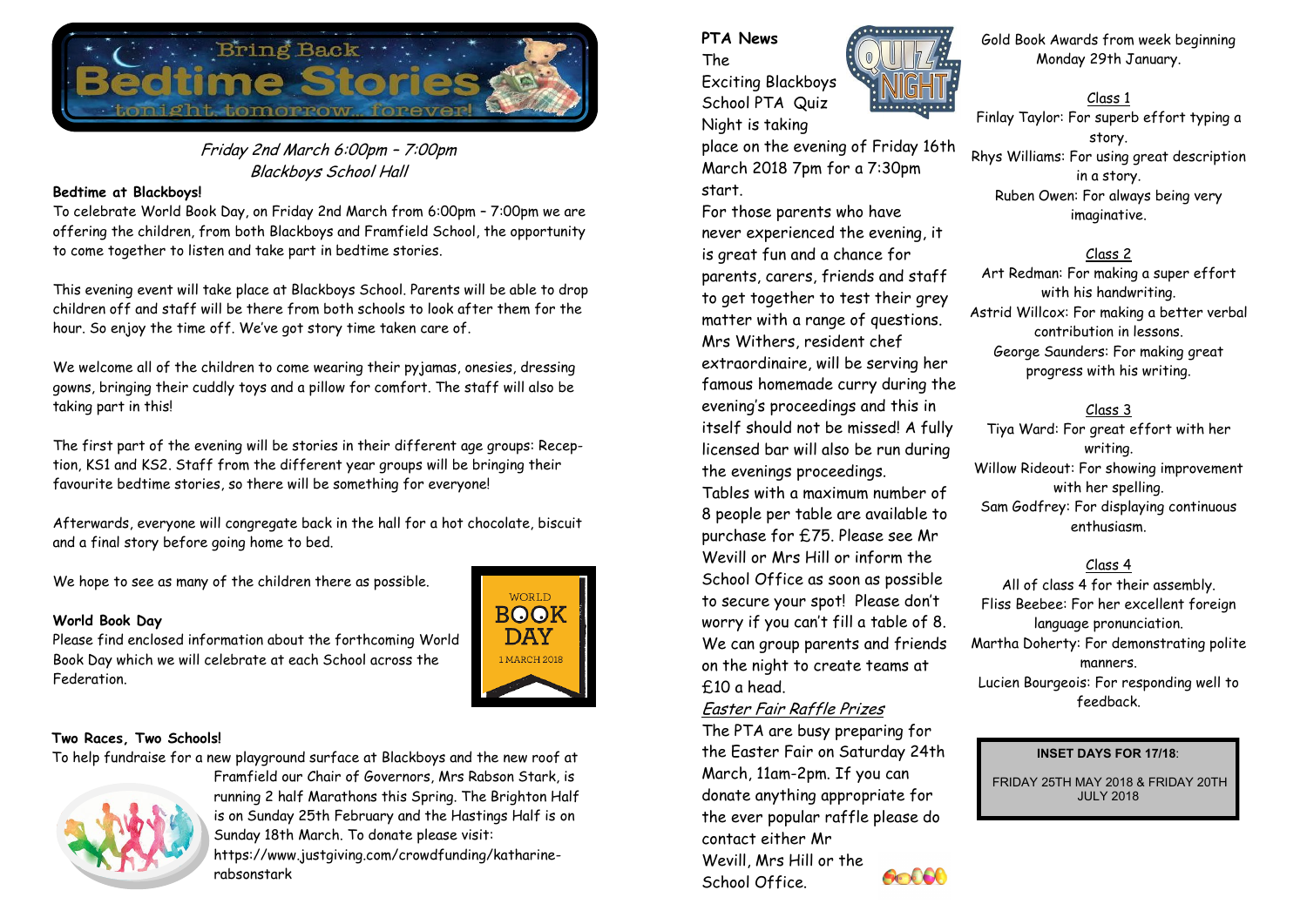# Bring Back Bedtime Stories

tonight...tomorrow...forever!

*Friday 2nd March 6:00pm – 7:00pm*
*Blackboys School Hall*

**Bedtime at Blackboys!**

To celebrate World Book Day, on Friday 2nd March from 6:00pm – 7:00pm we are offering the children, from both Blackboys and Framfield School, the opportunity to come together to listen and take part in bedtime stories.

This evening event will take place at Blackboys School. Parents will be able to drop children off and staff will be there from both schools to look after them for the hour. So enjoy the time off. We've got story time taken care of.

We welcome all of the children to come wearing their pyjamas, onesies, dressing gowns, bringing their cuddly toys and a pillow for comfort. The staff will also be taking part in this!

The first part of the evening will be stories in their different age groups: Reception, KS1 and KS2. Staff from the different year groups will be bringing their favourite bedtime stories, so there will be something for everyone!

Afterwards, everyone will congregate back in the hall for a hot chocolate, biscuit and a final story before going home to bed.

We hope to see as many of the children there as possible.

**World Book Day**

Please find enclosed information about the forthcoming World Book Day which we will celebrate at each School across the Federation.

**Two Races, Two Schools!**

To help fundraise for a new playground surface at Blackboys and the new roof at Framfield our Chair of Governors, Mrs Rabson Stark, is running 2 half Marathons this Spring. The Brighton Half is on Sunday 25th February and the Hastings Half is on Sunday 18th March. To donate please visit: https://www.justgiving.com/crowdfunding/katharine-rabsonstark

**PTA News**

The Exciting Blackboys School PTA Quiz Night is taking place on the evening of Friday 16th March 2018 7pm for a 7:30pm start.

For those parents who have never experienced the evening, it is great fun and a chance for parents, carers, friends and staff to get together to test their grey matter with a range of questions. Mrs Withers, resident chef extraordinaire, will be serving her famous homemade curry during the evening's proceedings and this in itself should not be missed! A fully licensed bar will also be run during the evenings proceedings.

Tables with a maximum number of 8 people per table are available to purchase for £75. Please see Mr Wevill or Mrs Hill or inform the School Office as soon as possible to secure your spot! Please don't worry if you can't fill a table of 8. We can group parents and friends on the night to create teams at £10 a head.

*Easter Fair Raffle Prizes*

The PTA are busy preparing for the Easter Fair on Saturday 24th March, 11am-2pm. If you can donate anything appropriate for the ever popular raffle please do contact either Mr Wevill, Mrs Hill or the School Office.

Gold Book Awards from week beginning Monday 29th January.

Class 1

Finlay Taylor: For superb effort typing a story.
Rhys Williams: For using great description in a story.
Ruben Owen: For always being very imaginative.

Class 2

Art Redman: For making a super effort with his handwriting.
Astrid Willcox: For making a better verbal contribution in lessons.
George Saunders: For making great progress with his writing.

Class 3

Tiya Ward: For great effort with her writing.
Willow Rideout: For showing improvement with her spelling.
Sam Godfrey: For displaying continuous enthusiasm.

Class 4

All of class 4 for their assembly.
Fliss Beebee: For her excellent foreign language pronunciation.
Martha Doherty: For demonstrating polite manners.
Lucien Bourgeois: For responding well to feedback.

**INSET DAYS FOR 17/18:**

FRIDAY 25TH MAY 2018 & FRIDAY 20TH JULY 2018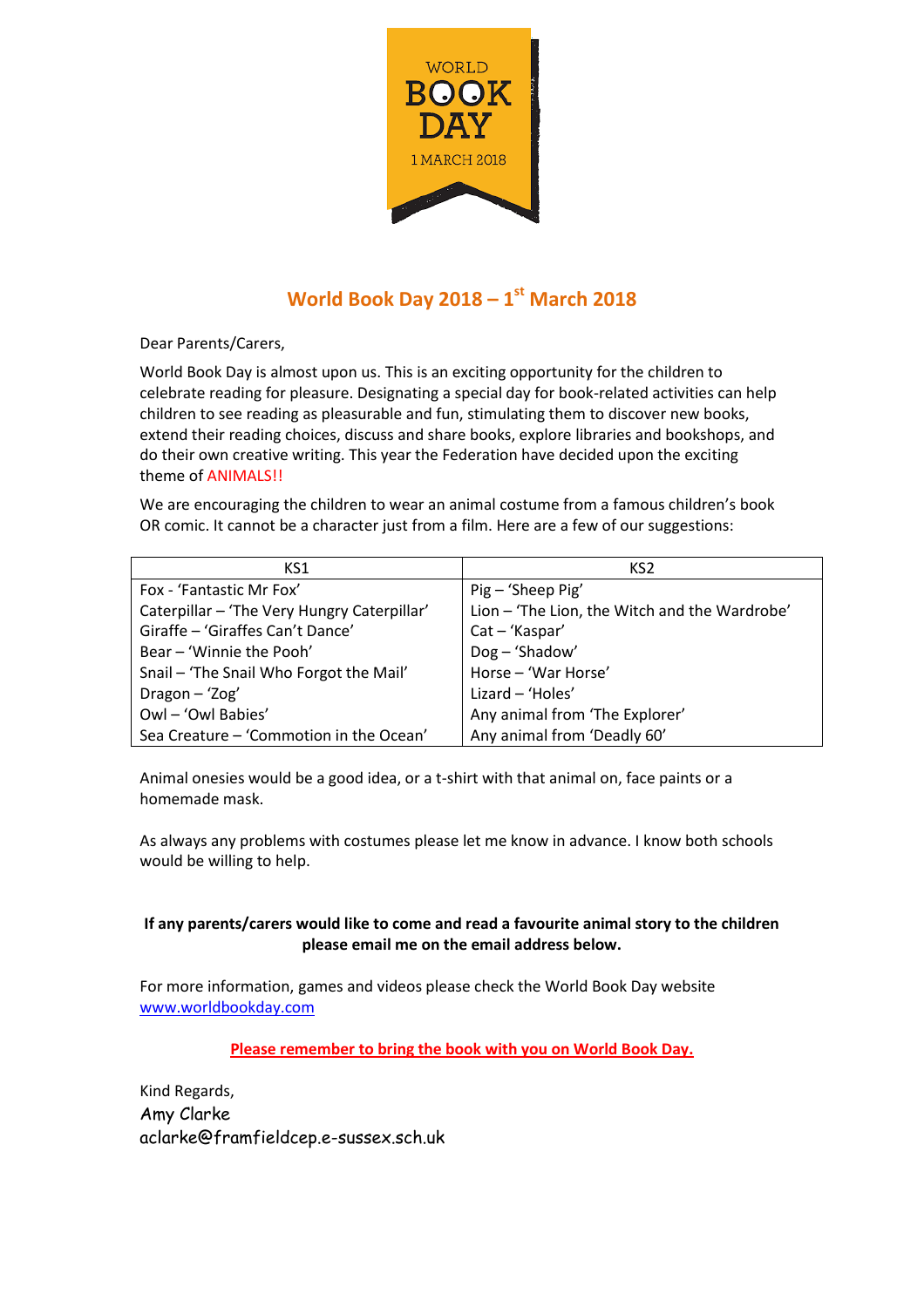WORLD BOOK DAY 1 MARCH 2018

## World Book Day 2018 – 1st March 2018

Dear Parents/Carers,

World Book Day is almost upon us. This is an exciting opportunity for the children to celebrate reading for pleasure. Designating a special day for book-related activities can help children to see reading as pleasurable and fun, stimulating them to discover new books, extend their reading choices, discuss and share books, explore libraries and bookshops, and do their own creative writing. This year the Federation have decided upon the exciting theme of ANIMALS!!

We are encouraging the children to wear an animal costume from a famous children's book OR comic. It cannot be a character just from a film. Here are a few of our suggestions:

| KS1 | KS2 |
|---|---|
| Fox - 'Fantastic Mr Fox' | Pig – 'Sheep Pig' |
| Caterpillar – 'The Very Hungry Caterpillar' | Lion – 'The Lion, the Witch and the Wardrobe' |
| Giraffe – 'Giraffes Can't Dance' | Cat – 'Kaspar' |
| Bear – 'Winnie the Pooh' | Dog – 'Shadow' |
| Snail – 'The Snail Who Forgot the Mail' | Horse – 'War Horse' |
| Dragon – 'Zog' | Lizard – 'Holes' |
| Owl – 'Owl Babies' | Any animal from 'The Explorer' |
| Sea Creature – 'Commotion in the Ocean' | Any animal from 'Deadly 60' |

Animal onesies would be a good idea, or a t-shirt with that animal on, face paints or a homemade mask.

As always any problems with costumes please let me know in advance. I know both schools would be willing to help.

**If any parents/carers would like to come and read a favourite animal story to the children please email me on the email address below.**

For more information, games and videos please check the World Book Day website www.worldbookday.com

**Please remember to bring the book with you on World Book Day.**

Kind Regards,
Amy Clarke
aclarke@framfieldcep.e-sussex.sch.uk